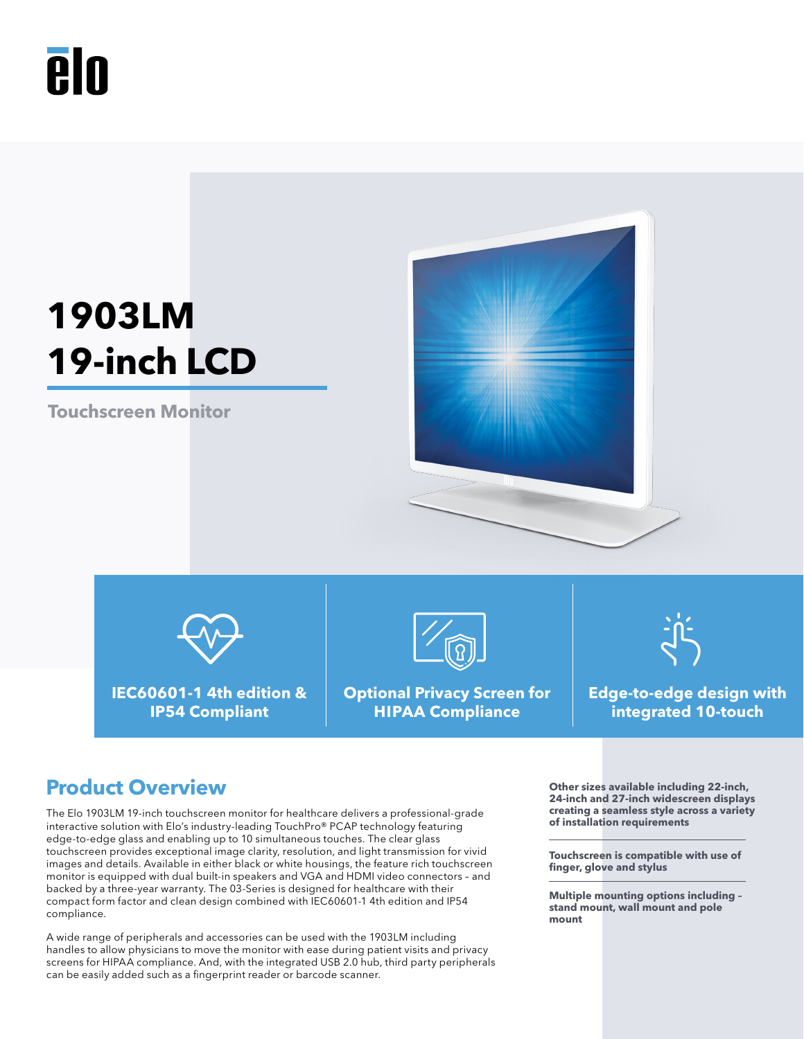elo

# 1903LM 19-inch LCD

## Touchscreen Monitor

**IEC60601-1 4th edition & IP54 Compliant**

**Optional Privacy Screen for HIPAA Compliance**

**Edge-to-edge design with integrated 10-touch**

## Product Overview

The Elo 1903LM 19-inch touchscreen monitor for healthcare delivers a professional-grade interactive solution with Elo's industry-leading TouchPro® PCAP technology featuring edge-to-edge glass and enabling up to 10 simultaneous touches. The clear glass touchscreen provides exceptional image clarity, resolution, and light transmission for vivid images and details. Available in either black or white housings, the feature rich touchscreen monitor is equipped with dual built-in speakers and VGA and HDMI video connectors – and backed by a three-year warranty. The 03-Series is designed for healthcare with their compact form factor and clean design combined with IEC60601-1 4th edition and IP54 compliance.

A wide range of peripherals and accessories can be used with the 1903LM including handles to allow physicians to move the monitor with ease during patient visits and privacy screens for HIPAA compliance. And, with the integrated USB 2.0 hub, third party peripherals can be easily added such as a fingerprint reader or barcode scanner.

**Other sizes available including 22-inch, 24-inch and 27-inch widescreen displays creating a seamless style across a variety of installation requirements**

**Touchscreen is compatible with use of finger, glove and stylus**

**Multiple mounting options including – stand mount, wall mount and pole mount**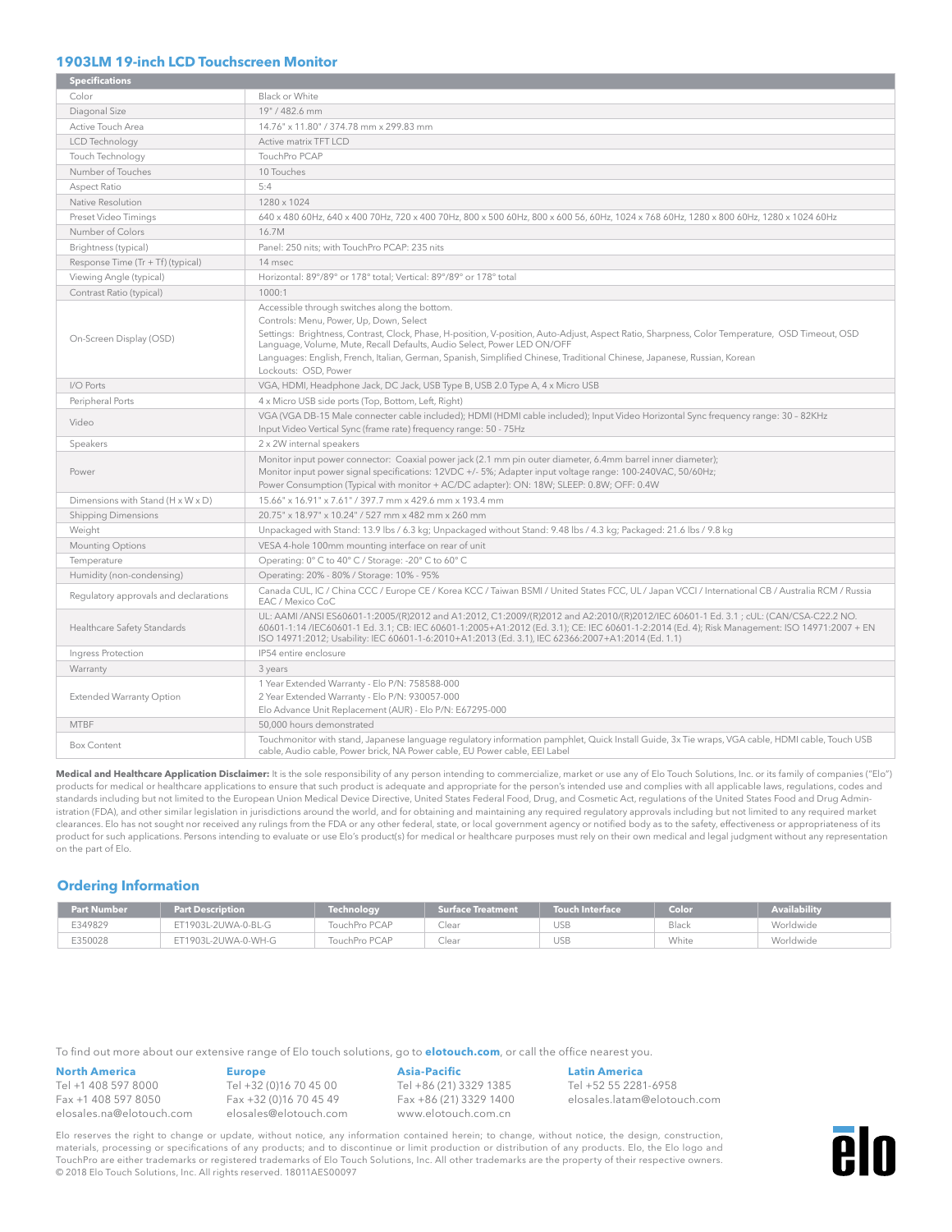## 1903LM 19-inch LCD Touchscreen Monitor

| Specifications | |
|---|---|
| Color | Black or White |
| Diagonal Size | 19" / 482.6 mm |
| Active Touch Area | 14.76" x 11.80" / 374.78 mm x 299.83 mm |
| LCD Technology | Active matrix TFT LCD |
| Touch Technology | TouchPro PCAP |
| Number of Touches | 10 Touches |
| Aspect Ratio | 5:4 |
| Native Resolution | 1280 x 1024 |
| Preset Video Timings | 640 x 480 60Hz, 640 x 400 70Hz, 720 x 400 70Hz, 800 x 500 60Hz, 800 x 600 56, 60Hz, 1024 x 768 60Hz, 1280 x 800 60Hz, 1280 x 1024 60Hz |
| Number of Colors | 16.7M |
| Brightness (typical) | Panel: 250 nits; with TouchPro PCAP: 235 nits |
| Response Time (Tr + Tf) (typical) | 14 msec |
| Viewing Angle (typical) | Horizontal: 89°/89° or 178° total; Vertical: 89°/89° or 178° total |
| Contrast Ratio (typical) | 1000:1 |
| On-Screen Display (OSD) | Accessible through switches along the bottom.<br>Controls: Menu, Power, Up, Down, Select<br>Settings: Brightness, Contrast, Clock, Phase, H-position, V-position, Auto-Adjust, Aspect Ratio, Sharpness, Color Temperature, OSD Timeout, OSD Language, Volume, Mute, Recall Defaults, Audio Select, Power LED ON/OFF<br>Languages: English, French, Italian, German, Spanish, Simplified Chinese, Traditional Chinese, Japanese, Russian, Korean<br>Lockouts: OSD, Power |
| I/O Ports | VGA, HDMI, Headphone Jack, DC Jack, USB Type B, USB 2.0 Type A, 4 x Micro USB |
| Peripheral Ports | 4 x Micro USB side ports (Top, Bottom, Left, Right) |
| Video | VGA (VGA DB-15 Male connecter cable included); HDMI (HDMI cable included); Input Video Horizontal Sync frequency range: 30 – 82KHz<br>Input Video Vertical Sync (frame rate) frequency range: 50 - 75Hz |
| Speakers | 2 x 2W internal speakers |
| Power | Monitor input power connector: Coaxial power jack (2.1 mm pin outer diameter, 6.4mm barrel inner diameter);<br>Monitor input power signal specifications: 12VDC +/- 5%; Adapter input voltage range: 100-240VAC, 50/60Hz;<br>Power Consumption (Typical with monitor + AC/DC adapter): ON: 18W; SLEEP: 0.8W; OFF: 0.4W |
| Dimensions with Stand (H x W x D) | 15.66" x 16.91" x 7.61" / 397.7 mm x 429.6 mm x 193.4 mm |
| Shipping Dimensions | 20.75" x 18.97" x 10.24" / 527 mm x 482 mm x 260 mm |
| Weight | Unpackaged with Stand: 13.9 lbs / 6.3 kg; Unpackaged without Stand: 9.48 lbs / 4.3 kg; Packaged: 21.6 lbs / 9.8 kg |
| Mounting Options | VESA 4-hole 100mm mounting interface on rear of unit |
| Temperature | Operating: 0° C to 40° C / Storage: -20° C to 60° C |
| Humidity (non-condensing) | Operating: 20% - 80% / Storage: 10% - 95% |
| Regulatory approvals and declarations | Canada CUL, IC / China CCC / Europe CE / Korea KCC / Taiwan BSMI / United States FCC, UL / Japan VCCI / International CB / Australia RCM / Russia EAC / Mexico CoC |
| Healthcare Safety Standards | UL: AAMI /ANSI ES60601-1:2005/(R)2012 and A1:2012, C1:2009/(R)2012 and A2:2010/(R)2012/IEC 60601-1 Ed. 3.1 ; cUL: (CAN/CSA-C22.2 NO. 60601-1:14 /IEC60601-1 Ed. 3.1; CB: IEC 60601-1:2005+A1:2012 (Ed. 3.1); CE: IEC 60601-1-2:2014 (Ed. 4); Risk Management: ISO 14971:2007 + EN ISO 14971:2012; Usability: IEC 60601-1-6:2010+A1:2013 (Ed. 3.1), IEC 62366:2007+A1:2014 (Ed. 1.1) |
| Ingress Protection | IP54 entire enclosure |
| Warranty | 3 years |
| Extended Warranty Option | 1 Year Extended Warranty - Elo P/N: 758588-000<br>2 Year Extended Warranty - Elo P/N: 930057-000<br>Elo Advance Unit Replacement (AUR) - Elo P/N: E67295-000 |
| MTBF | 50,000 hours demonstrated |
| Box Content | Touchmonitor with stand, Japanese language regulatory information pamphlet, Quick Install Guide, 3x Tie wraps, VGA cable, HDMI cable, Touch USB cable, Audio cable, Power brick, NA Power cable, EU Power cable, EEI Label |

**Medical and Healthcare Application Disclaimer:** It is the sole responsibility of any person intending to commercialize, market or use any of Elo Touch Solutions, Inc. or its family of companies ("Elo") products for medical or healthcare applications to ensure that such product is adequate and appropriate for the person's intended use and complies with all applicable laws, regulations, codes and standards including but not limited to the European Union Medical Device Directive, United States Federal Food, Drug, and Cosmetic Act, regulations of the United States Food and Drug Administration (FDA), and other similar legislation in jurisdictions around the world, and for obtaining and maintaining any required regulatory approvals including but not limited to any required market clearances. Elo has not sought nor received any rulings from the FDA or any other federal, state, or local government agency or notified body as to the safety, effectiveness or appropriateness of its product for such applications. Persons intending to evaluate or use Elo's product(s) for medical or healthcare purposes must rely on their own medical and legal judgment without any representation on the part of Elo.

## Ordering Information

| Part Number | Part Description | Technology | Surface Treatment | Touch Interface | Color | Availability |
|---|---|---|---|---|---|---|
| E349829 | ET1903L-2UWA-0-BL-G | TouchPro PCAP | Clear | USB | Black | Worldwide |
| E350028 | ET1903L-2UWA-0-WH-G | TouchPro PCAP | Clear | USB | White | Worldwide |

To find out more about our extensive range of Elo touch solutions, go to **elotouch.com**, or call the office nearest you.

**North America**
Tel +1 408 597 8000
Fax +1 408 597 8050
elosales.na@elotouch.com

**Europe**
Tel +32 (0)16 70 45 00
Fax +32 (0)16 70 45 49
elosales@elotouch.com

**Asia-Pacific**
Tel +86 (21) 3329 1385
Fax +86 (21) 3329 1400
www.elotouch.com.cn

**Latin America**
Tel +52 55 2281-6958
elosales.latam@elotouch.com

Elo reserves the right to change or update, without notice, any information contained herein; to change, without notice, the design, construction, materials, processing or specifications of any products; and to discontinue or limit production or distribution of any products. Elo, the Elo logo and TouchPro are either trademarks or registered trademarks of Elo Touch Solutions, Inc. All other trademarks are the property of their respective owners. © 2018 Elo Touch Solutions, Inc. All rights reserved. 18011AES00097

elo